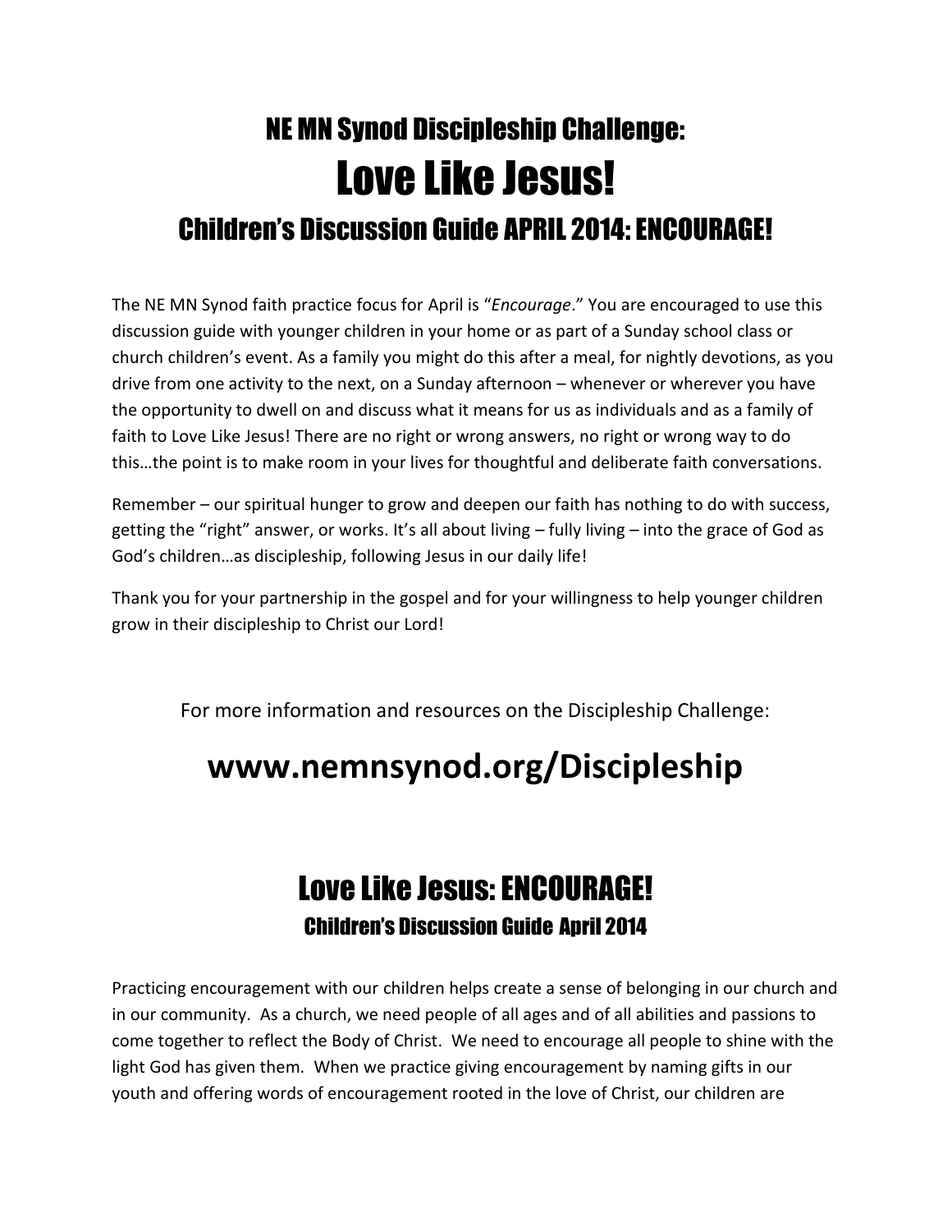# NE MN Synod Discipleship Challenge:
# Love Like Jesus!
## Children's Discussion Guide APRIL 2014: ENCOURAGE!

The NE MN Synod faith practice focus for April is "*Encourage*." You are encouraged to use this discussion guide with younger children in your home or as part of a Sunday school class or church children's event. As a family you might do this after a meal, for nightly devotions, as you drive from one activity to the next, on a Sunday afternoon – whenever or wherever you have the opportunity to dwell on and discuss what it means for us as individuals and as a family of faith to Love Like Jesus! There are no right or wrong answers, no right or wrong way to do this…the point is to make room in your lives for thoughtful and deliberate faith conversations.

Remember – our spiritual hunger to grow and deepen our faith has nothing to do with success, getting the "right" answer, or works. It's all about living – fully living – into the grace of God as God's children…as discipleship, following Jesus in our daily life!

Thank you for your partnership in the gospel and for your willingness to help younger children grow in their discipleship to Christ our Lord!

For more information and resources on the Discipleship Challenge:

**www.nemnsynod.org/Discipleship**

# Love Like Jesus: ENCOURAGE!
### Children's Discussion Guide April 2014

Practicing encouragement with our children helps create a sense of belonging in our church and in our community. As a church, we need people of all ages and of all abilities and passions to come together to reflect the Body of Christ. We need to encourage all people to shine with the light God has given them. When we practice giving encouragement by naming gifts in our youth and offering words of encouragement rooted in the love of Christ, our children are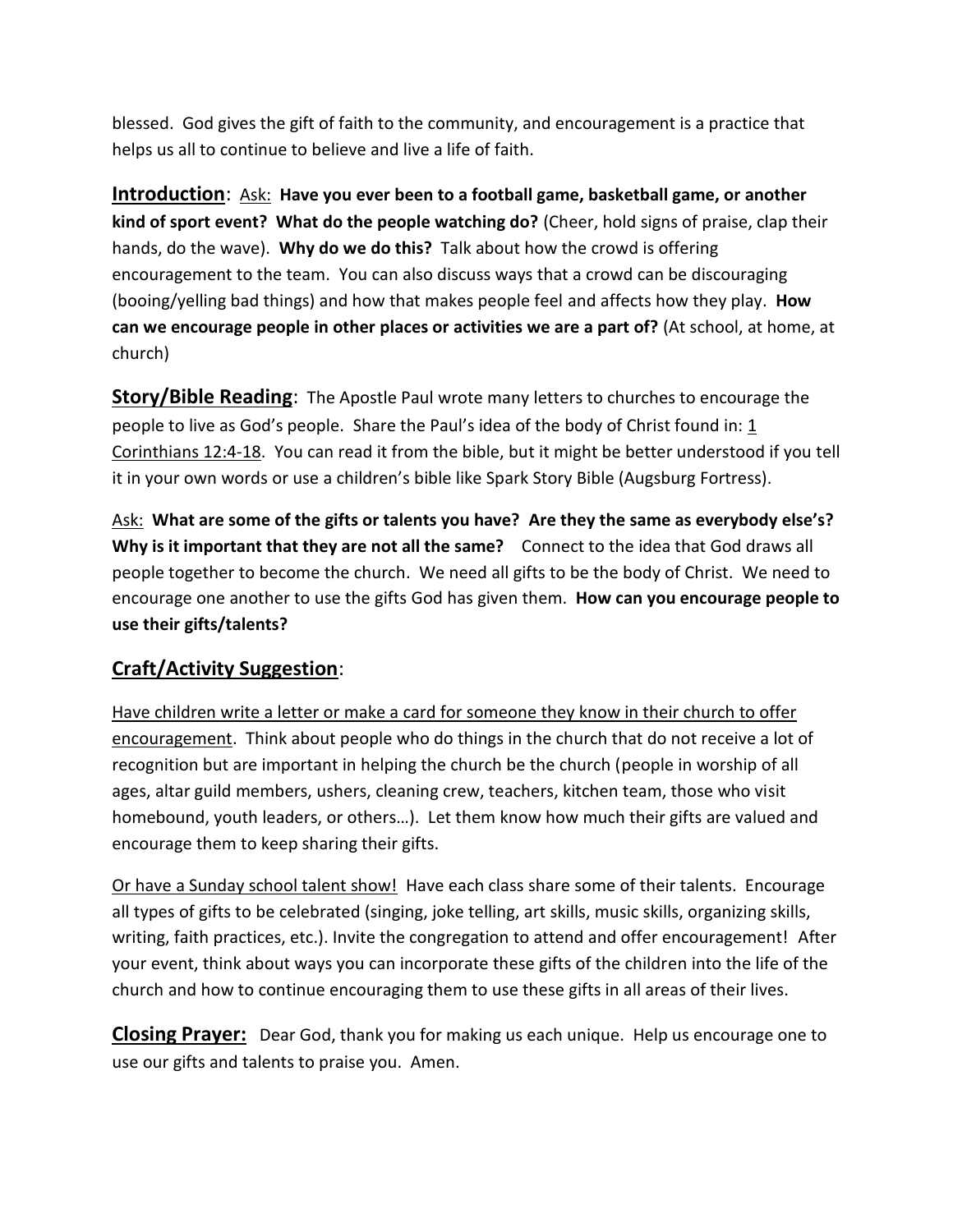blessed. God gives the gift of faith to the community, and encouragement is a practice that helps us all to continue to believe and live a life of faith.

**Introduction**: Ask: **Have you ever been to a football game, basketball game, or another kind of sport event? What do the people watching do?** (Cheer, hold signs of praise, clap their hands, do the wave). **Why do we do this?** Talk about how the crowd is offering encouragement to the team. You can also discuss ways that a crowd can be discouraging (booing/yelling bad things) and how that makes people feel and affects how they play. **How can we encourage people in other places or activities we are a part of?** (At school, at home, at church)

**Story/Bible Reading**: The Apostle Paul wrote many letters to churches to encourage the people to live as God's people. Share the Paul's idea of the body of Christ found in: 1 Corinthians 12:4-18. You can read it from the bible, but it might be better understood if you tell it in your own words or use a children's bible like Spark Story Bible (Augsburg Fortress).

Ask: **What are some of the gifts or talents you have? Are they the same as everybody else's? Why is it important that they are not all the same?** Connect to the idea that God draws all people together to become the church. We need all gifts to be the body of Christ. We need to encourage one another to use the gifts God has given them. **How can you encourage people to use their gifts/talents?**

## Craft/Activity Suggestion:

Have children write a letter or make a card for someone they know in their church to offer encouragement. Think about people who do things in the church that do not receive a lot of recognition but are important in helping the church be the church (people in worship of all ages, altar guild members, ushers, cleaning crew, teachers, kitchen team, those who visit homebound, youth leaders, or others…). Let them know how much their gifts are valued and encourage them to keep sharing their gifts.

Or have a Sunday school talent show! Have each class share some of their talents. Encourage all types of gifts to be celebrated (singing, joke telling, art skills, music skills, organizing skills, writing, faith practices, etc.). Invite the congregation to attend and offer encouragement! After your event, think about ways you can incorporate these gifts of the children into the life of the church and how to continue encouraging them to use these gifts in all areas of their lives.

**Closing Prayer:** Dear God, thank you for making us each unique. Help us encourage one to use our gifts and talents to praise you. Amen.